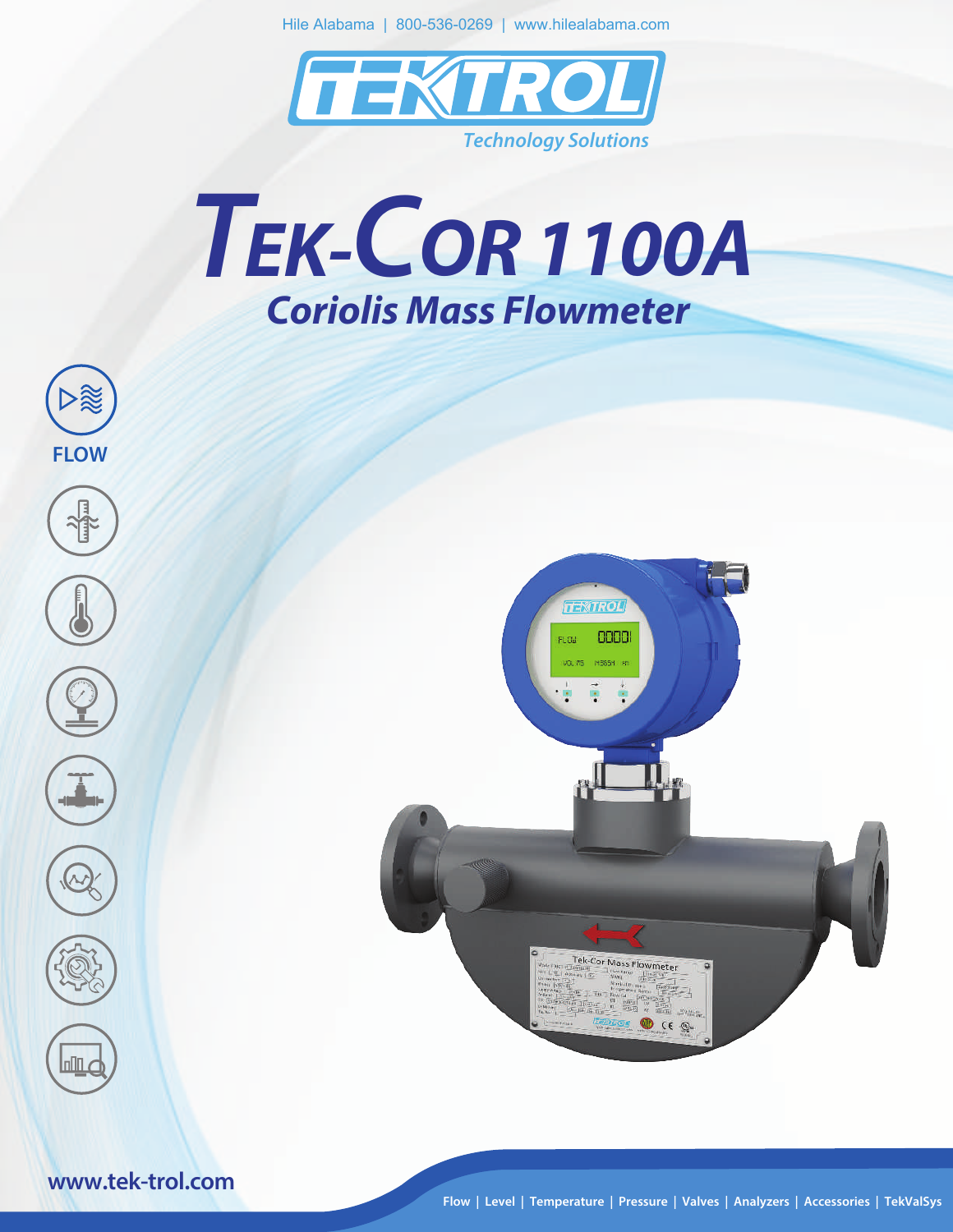Hile Alabama | 800-536-0269 | www.hilealabama.com

TEKTROL

Technology Solutions

# TEK-COR 1100A

## Coriolis Mass Flowmeter

FLOW

www.tek-trol.com

Flow | Level | Temperature | Pressure | Valves | Analyzers | Accessories | TekValSys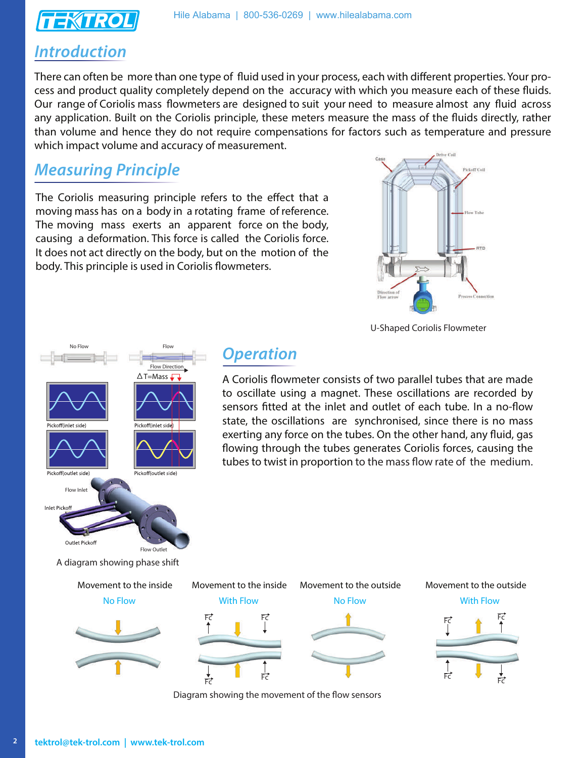## Introduction

There can often be more than one type of fluid used in your process, each with different properties. Your process and product quality completely depend on the accuracy with which you measure each of these fluids. Our range of Coriolis mass flowmeters are designed to suit your need to measure almost any fluid across any application. Built on the Coriolis principle, these meters measure the mass of the fluids directly, rather than volume and hence they do not require compensations for factors such as temperature and pressure which impact volume and accuracy of measurement.

## Measuring Principle

The Coriolis measuring principle refers to the effect that a moving mass has on a body in a rotating frame of reference. The moving mass exerts an apparent force on the body, causing a deformation. This force is called the Coriolis force. It does not act directly on the body, but on the motion of the body. This principle is used in Coriolis flowmeters.

Case
Drive Coil
Pickoff Coil
Flow Tube
RTD
Direction of Flow arrow
Process Connection

U-Shaped Coriolis Flowmeter

## Operation

A Coriolis flowmeter consists of two parallel tubes that are made to oscillate using a magnet. These oscillations are recorded by sensors fitted at the inlet and outlet of each tube. In a no-flow state, the oscillations are synchronised, since there is no mass exerting any force on the tubes. On the other hand, any fluid, gas flowing through the tubes generates Coriolis forces, causing the tubes to twist in proportion to the mass flow rate of the medium.

No Flow
Flow
Flow Direction
$\Delta$T=Mass
Pickoff(inlet side)
Pickoff(inlet side)
Pickoff(outlet side)
Pickoff(outlet side)
Flow Inlet
Inlet Pickoff
Outlet Pickoff
Flow Outlet

A diagram showing phase shift

Movement to the inside
No Flow

Movement to the inside
With Flow

Movement to the outside
No Flow

Movement to the outside
With Flow

Fc

Diagram showing the movement of the flow sensors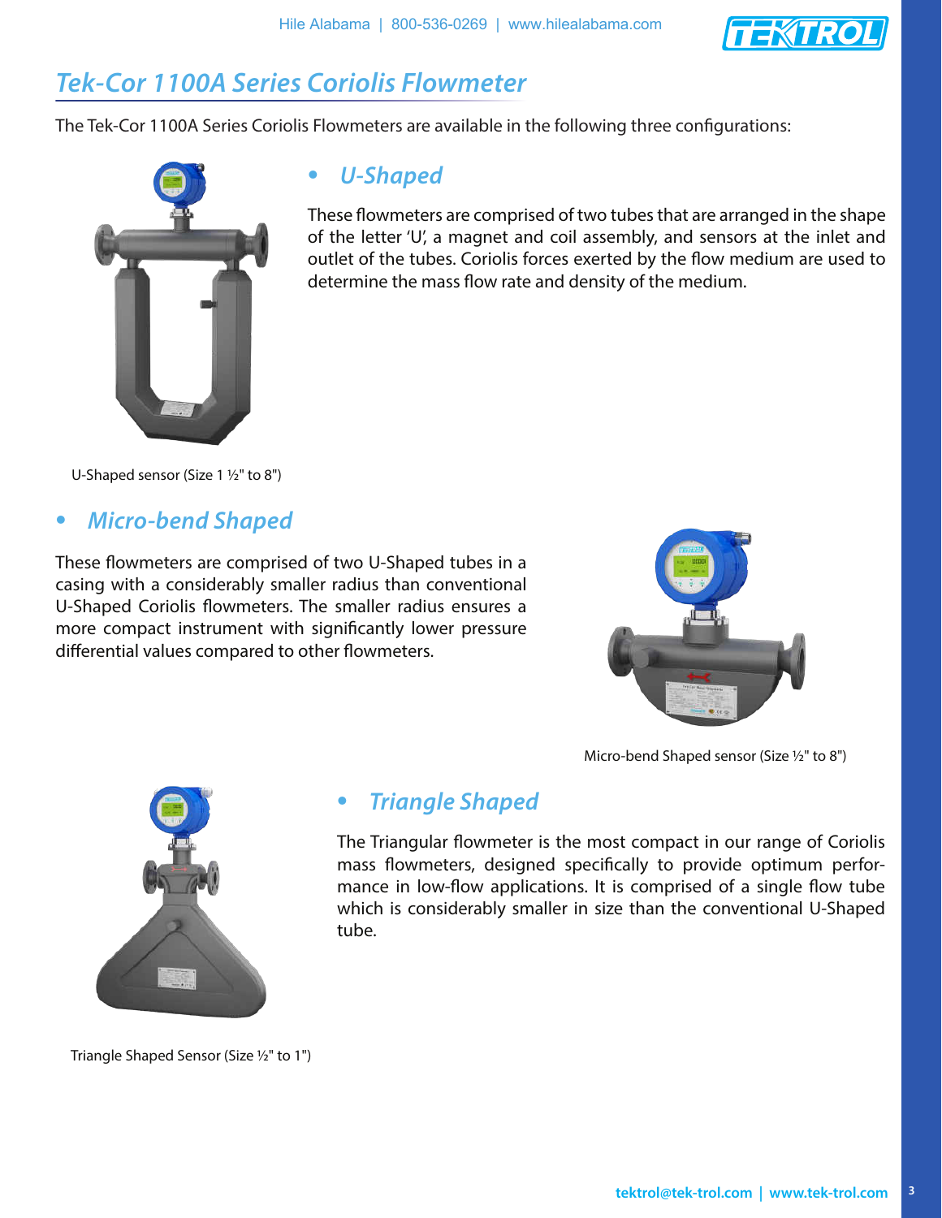## Tek-Cor 1100A Series Coriolis Flowmeter

The Tek-Cor 1100A Series Coriolis Flowmeters are available in the following three configurations:

### • U-Shaped

These flowmeters are comprised of two tubes that are arranged in the shape of the letter 'U', a magnet and coil assembly, and sensors at the inlet and outlet of the tubes. Coriolis forces exerted by the flow medium are used to determine the mass flow rate and density of the medium.

U-Shaped sensor (Size 1 ½" to 8")

### • Micro-bend Shaped

These flowmeters are comprised of two U-Shaped tubes in a casing with a considerably smaller radius than conventional U-Shaped Coriolis flowmeters. The smaller radius ensures a more compact instrument with significantly lower pressure differential values compared to other flowmeters.

Micro-bend Shaped sensor (Size ½" to 8")

### • Triangle Shaped

The Triangular flowmeter is the most compact in our range of Coriolis mass flowmeters, designed specifically to provide optimum performance in low-flow applications. It is comprised of a single flow tube which is considerably smaller in size than the conventional U-Shaped tube.

Triangle Shaped Sensor (Size ½" to 1")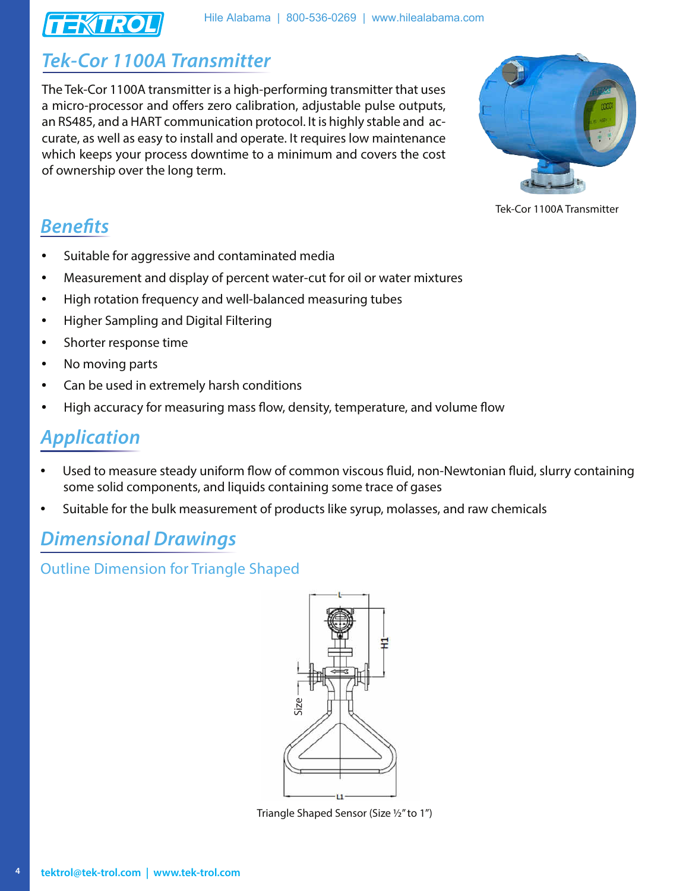## Tek-Cor 1100A Transmitter

The Tek-Cor 1100A transmitter is a high-performing transmitter that uses a micro-processor and offers zero calibration, adjustable pulse outputs, an RS485, and a HART communication protocol. It is highly stable and accurate, as well as easy to install and operate. It requires low maintenance which keeps your process downtime to a minimum and covers the cost of ownership over the long term.

Tek-Cor 1100A Transmitter

## Benefits

- Suitable for aggressive and contaminated media
- Measurement and display of percent water-cut for oil or water mixtures
- High rotation frequency and well-balanced measuring tubes
- Higher Sampling and Digital Filtering
- Shorter response time
- No moving parts
- Can be used in extremely harsh conditions
- High accuracy for measuring mass flow, density, temperature, and volume flow

## Application

- Used to measure steady uniform flow of common viscous fluid, non-Newtonian fluid, slurry containing some solid components, and liquids containing some trace of gases
- Suitable for the bulk measurement of products like syrup, molasses, and raw chemicals

## Dimensional Drawings

### Outline Dimension for Triangle Shaped

L

H1

Size

L1

Triangle Shaped Sensor (Size ½" to 1")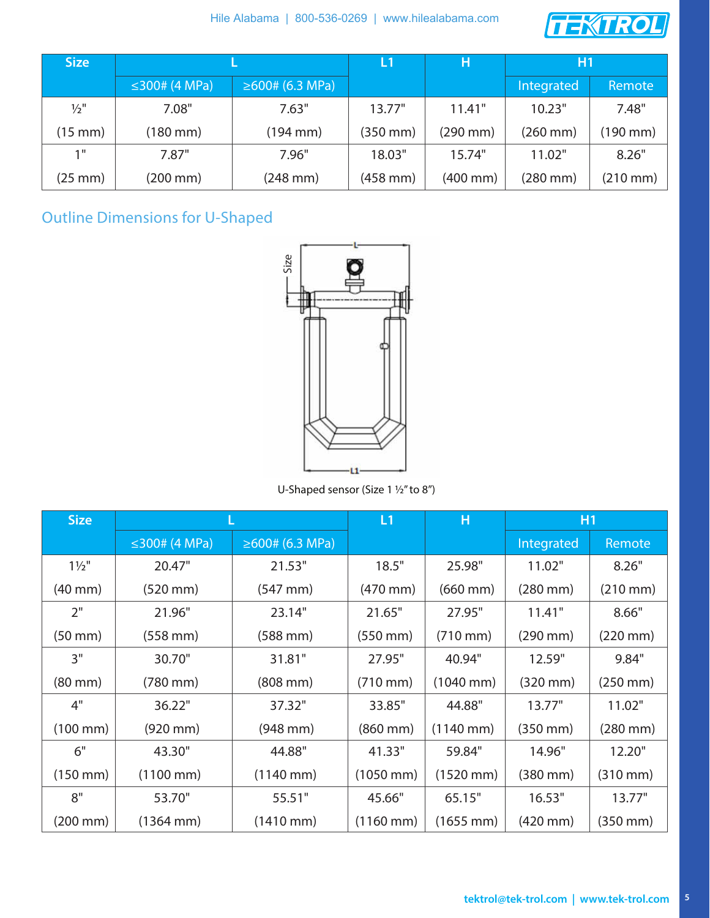| Size | L | | L1 | H | H1 | |
|---|---|---|---|---|---|---|
| | ≤300# (4 MPa) | ≥600# (6.3 MPa) | | | Integrated | Remote |
| ½" (15 mm) | 7.08" (180 mm) | 7.63" (194 mm) | 13.77" (350 mm) | 11.41" (290 mm) | 10.23" (260 mm) | 7.48" (190 mm) |
| 1" (25 mm) | 7.87" (200 mm) | 7.96" (248 mm) | 18.03" (458 mm) | 15.74" (400 mm) | 11.02" (280 mm) | 8.26" (210 mm) |

## Outline Dimensions for U-Shaped

Size

L

L1

U-Shaped sensor (Size 1 ½" to 8")

| Size | L | | L1 | H | H1 | |
|---|---|---|---|---|---|---|
| | ≤300# (4 MPa) | ≥600# (6.3 MPa) | | | Integrated | Remote |
| 1½" (40 mm) | 20.47" (520 mm) | 21.53" (547 mm) | 18.5" (470 mm) | 25.98" (660 mm) | 11.02" (280 mm) | 8.26" (210 mm) |
| 2" (50 mm) | 21.96" (558 mm) | 23.14" (588 mm) | 21.65" (550 mm) | 27.95" (710 mm) | 11.41" (290 mm) | 8.66" (220 mm) |
| 3" (80 mm) | 30.70" (780 mm) | 31.81" (808 mm) | 27.95" (710 mm) | 40.94" (1040 mm) | 12.59" (320 mm) | 9.84" (250 mm) |
| 4" (100 mm) | 36.22" (920 mm) | 37.32" (948 mm) | 33.85" (860 mm) | 44.88" (1140 mm) | 13.77" (350 mm) | 11.02" (280 mm) |
| 6" (150 mm) | 43.30" (1100 mm) | 44.88" (1140 mm) | 41.33" (1050 mm) | 59.84" (1520 mm) | 14.96" (380 mm) | 12.20" (310 mm) |
| 8" (200 mm) | 53.70" (1364 mm) | 55.51" (1410 mm) | 45.66" (1160 mm) | 65.15" (1655 mm) | 16.53" (420 mm) | 13.77" (350 mm) |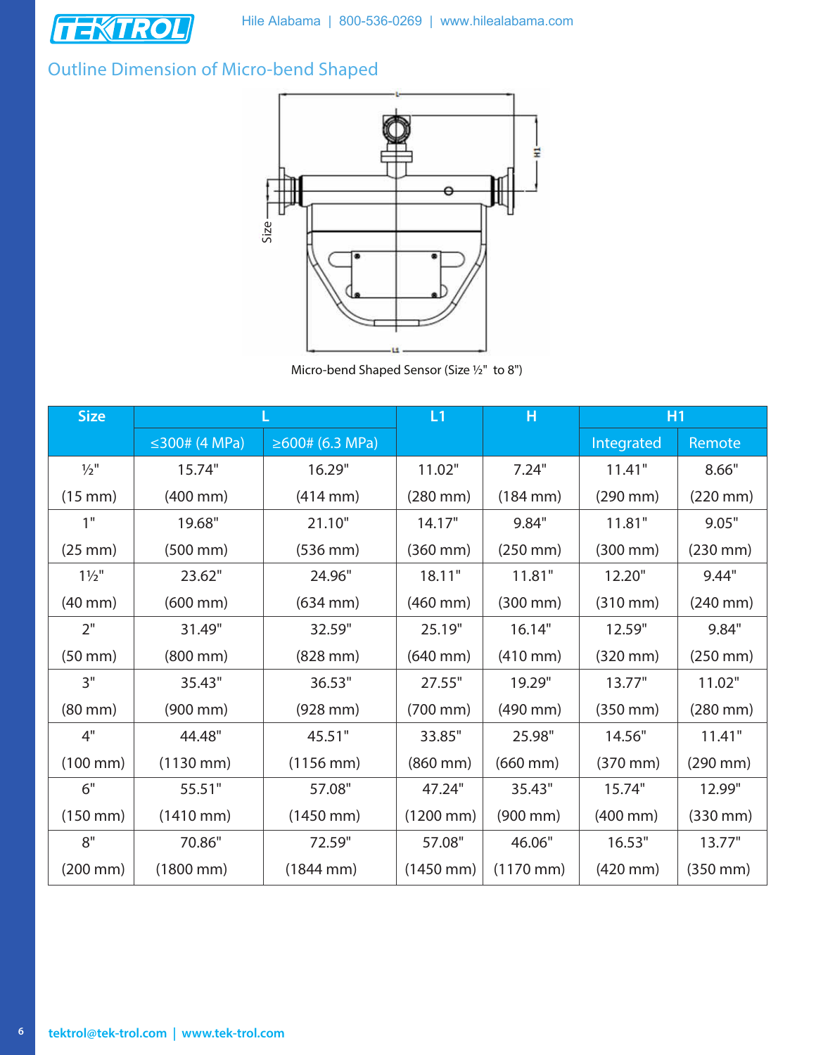## Outline Dimension of Micro-bend Shaped

Micro-bend Shaped Sensor (Size ½" to 8")

| Size | L | | L1 | H | H1 | |
|---|---|---|---|---|---|---|
| | ≤300# (4 MPa) | ≥600# (6.3 MPa) | | | Integrated | Remote |
| ½" (15 mm) | 15.74" (400 mm) | 16.29" (414 mm) | 11.02" (280 mm) | 7.24" (184 mm) | 11.41" (290 mm) | 8.66" (220 mm) |
| 1" (25 mm) | 19.68" (500 mm) | 21.10" (536 mm) | 14.17" (360 mm) | 9.84" (250 mm) | 11.81" (300 mm) | 9.05" (230 mm) |
| 1½" (40 mm) | 23.62" (600 mm) | 24.96" (634 mm) | 18.11" (460 mm) | 11.81" (300 mm) | 12.20" (310 mm) | 9.44" (240 mm) |
| 2" (50 mm) | 31.49" (800 mm) | 32.59" (828 mm) | 25.19" (640 mm) | 16.14" (410 mm) | 12.59" (320 mm) | 9.84" (250 mm) |
| 3" (80 mm) | 35.43" (900 mm) | 36.53" (928 mm) | 27.55" (700 mm) | 19.29" (490 mm) | 13.77" (350 mm) | 11.02" (280 mm) |
| 4" (100 mm) | 44.48" (1130 mm) | 45.51" (1156 mm) | 33.85" (860 mm) | 25.98" (660 mm) | 14.56" (370 mm) | 11.41" (290 mm) |
| 6" (150 mm) | 55.51" (1410 mm) | 57.08" (1450 mm) | 47.24" (1200 mm) | 35.43" (900 mm) | 15.74" (400 mm) | 12.99" (330 mm) |
| 8" (200 mm) | 70.86" (1800 mm) | 72.59" (1844 mm) | 57.08" (1450 mm) | 46.06" (1170 mm) | 16.53" (420 mm) | 13.77" (350 mm) |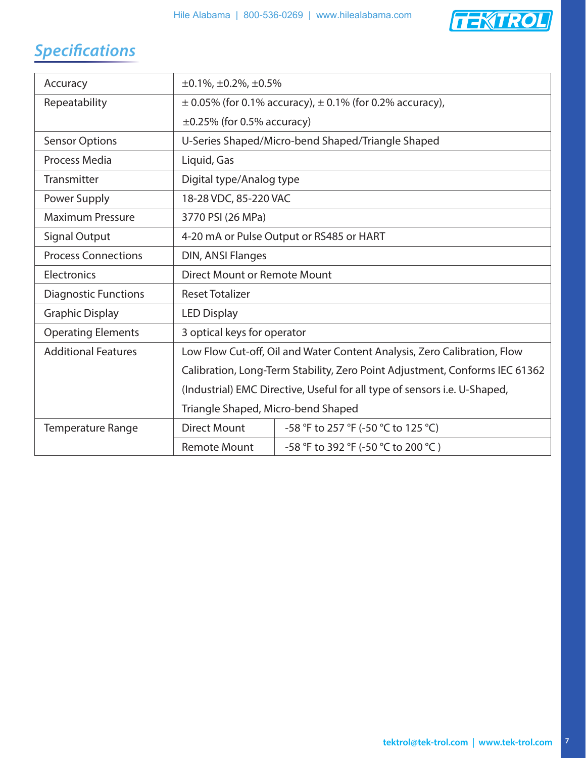## Specifications

| | | |
|---|---|---|
| Accuracy | ±0.1%, ±0.2%, ±0.5% | |
| Repeatability | ± 0.05% (for 0.1% accuracy), ± 0.1% (for 0.2% accuracy), ±0.25% (for 0.5% accuracy) | |
| Sensor Options | U-Series Shaped/Micro-bend Shaped/Triangle Shaped | |
| Process Media | Liquid, Gas | |
| Transmitter | Digital type/Analog type | |
| Power Supply | 18-28 VDC, 85-220 VAC | |
| Maximum Pressure | 3770 PSI (26 MPa) | |
| Signal Output | 4-20 mA or Pulse Output or RS485 or HART | |
| Process Connections | DIN, ANSI Flanges | |
| Electronics | Direct Mount or Remote Mount | |
| Diagnostic Functions | Reset Totalizer | |
| Graphic Display | LED Display | |
| Operating Elements | 3 optical keys for operator | |
| Additional Features | Low Flow Cut-off, Oil and Water Content Analysis, Zero Calibration, Flow Calibration, Long-Term Stability, Zero Point Adjustment, Conforms IEC 61362 (Industrial) EMC Directive, Useful for all type of sensors i.e. U-Shaped, Triangle Shaped, Micro-bend Shaped | |
| Temperature Range | Direct Mount | -58 °F to 257 °F (-50 °C to 125 °C) |
| | Remote Mount | -58 °F to 392 °F (-50 °C to 200 °C ) |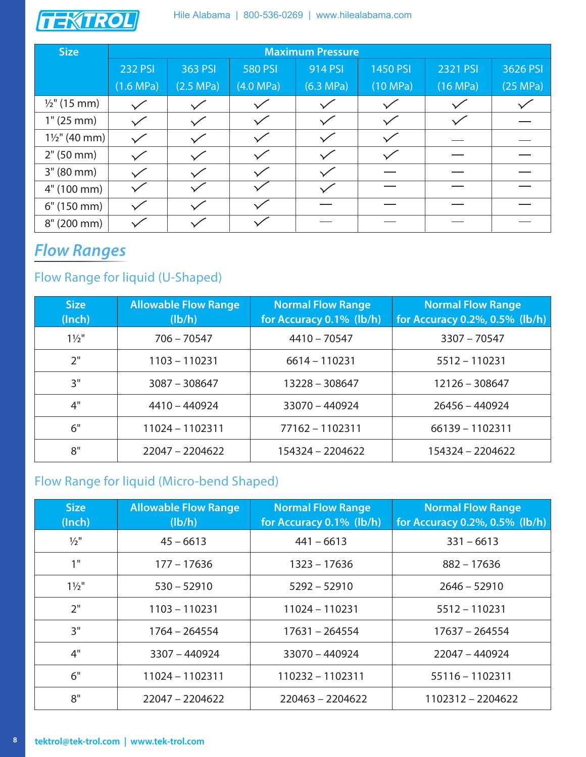| Size | Maximum Pressure | | | | | | |
|---|---|---|---|---|---|---|---|
| | 232 PSI (1.6 MPa) | 363 PSI (2.5 MPa) | 580 PSI (4.0 MPa) | 914 PSI (6.3 MPa) | 1450 PSI (10 MPa) | 2321 PSI (16 MPa) | 3626 PSI (25 MPa) |
| ½" (15 mm) | ✓ | ✓ | ✓ | ✓ | ✓ | ✓ | ✓ |
| 1" (25 mm) | ✓ | ✓ | ✓ | ✓ | ✓ | ✓ | — |
| 1½" (40 mm) | ✓ | ✓ | ✓ | ✓ | ✓ | — | — |
| 2" (50 mm) | ✓ | ✓ | ✓ | ✓ | ✓ | — | — |
| 3" (80 mm) | ✓ | ✓ | ✓ | ✓ | — | — | — |
| 4" (100 mm) | ✓ | ✓ | ✓ | ✓ | — | — | — |
| 6" (150 mm) | ✓ | ✓ | ✓ | — | — | — | — |
| 8" (200 mm) | ✓ | ✓ | ✓ | — | — | — | — |

## Flow Ranges

### Flow Range for liquid (U-Shaped)

| Size (Inch) | Allowable Flow Range (lb/h) | Normal Flow Range for Accuracy 0.1% (lb/h) | Normal Flow Range for Accuracy 0.2%, 0.5% (lb/h) |
|---|---|---|---|
| 1½" | 706 – 70547 | 4410 – 70547 | 3307 – 70547 |
| 2" | 1103 – 110231 | 6614 – 110231 | 5512 – 110231 |
| 3" | 3087 – 308647 | 13228 – 308647 | 12126 – 308647 |
| 4" | 4410 – 440924 | 33070 – 440924 | 26456 – 440924 |
| 6" | 11024 – 1102311 | 77162 – 1102311 | 66139 – 1102311 |
| 8" | 22047 – 2204622 | 154324 – 2204622 | 154324 – 2204622 |

### Flow Range for liquid (Micro-bend Shaped)

| Size (Inch) | Allowable Flow Range (lb/h) | Normal Flow Range for Accuracy 0.1% (lb/h) | Normal Flow Range for Accuracy 0.2%, 0.5% (lb/h) |
|---|---|---|---|
| ½" | 45 – 6613 | 441 – 6613 | 331 – 6613 |
| 1" | 177 – 17636 | 1323 – 17636 | 882 – 17636 |
| 1½" | 530 – 52910 | 5292 – 52910 | 2646 – 52910 |
| 2" | 1103 – 110231 | 11024 – 110231 | 5512 – 110231 |
| 3" | 1764 – 264554 | 17631 – 264554 | 17637 – 264554 |
| 4" | 3307 – 440924 | 33070 – 440924 | 22047 – 440924 |
| 6" | 11024 – 1102311 | 110232 – 1102311 | 55116 – 1102311 |
| 8" | 22047 – 2204622 | 220463 – 2204622 | 1102312 – 2204622 |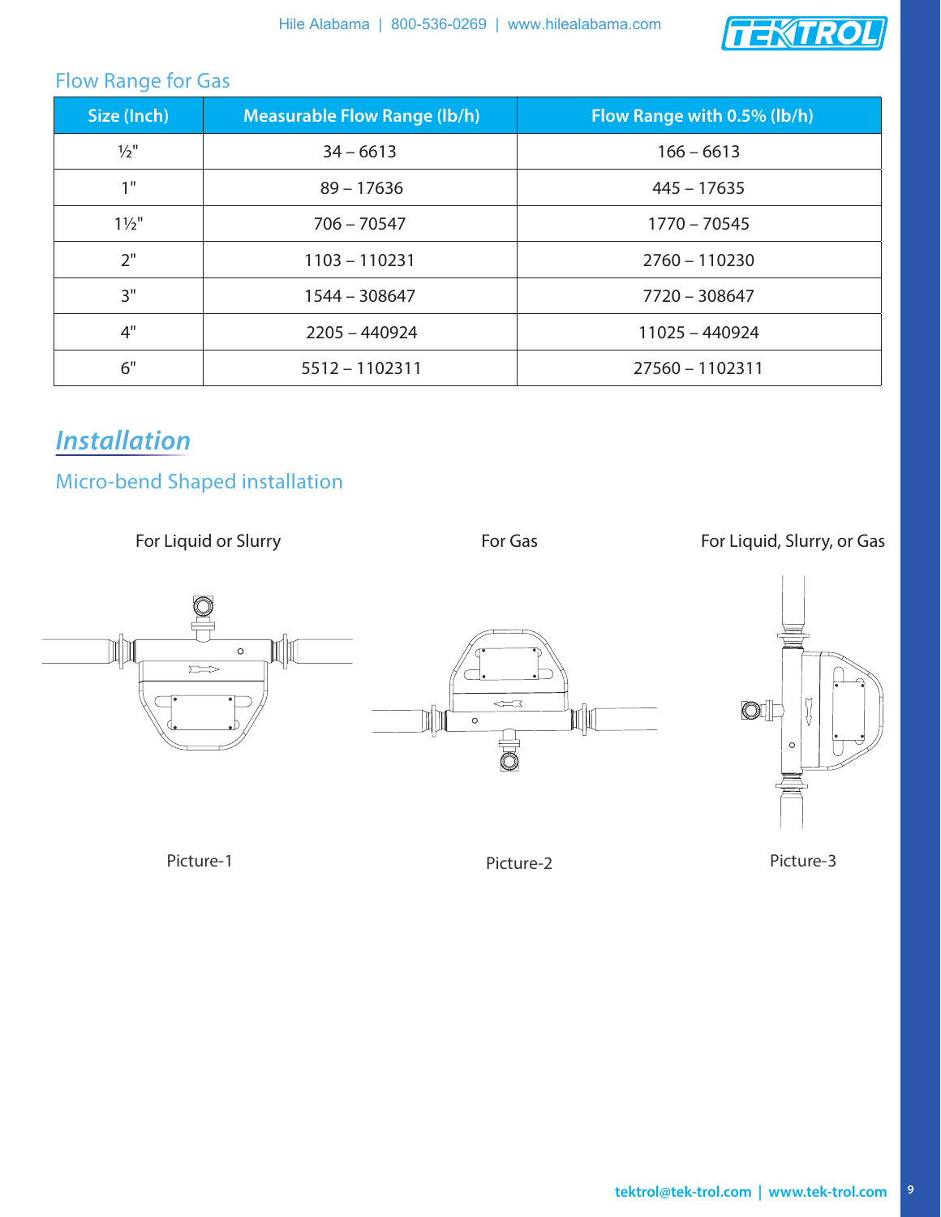## Flow Range for Gas

| Size (Inch) | Measurable Flow Range (lb/h) | Flow Range with 0.5% (lb/h) |
|---|---|---|
| ½" | 34 – 6613 | 166 – 6613 |
| 1" | 89 – 17636 | 445 – 17635 |
| 1½" | 706 – 70547 | 1770 – 70545 |
| 2" | 1103 – 110231 | 2760 – 110230 |
| 3" | 1544 – 308647 | 7720 – 308647 |
| 4" | 2205 – 440924 | 11025 – 440924 |
| 6" | 5512 – 1102311 | 27560 – 1102311 |

# *Installation*

## Micro-bend Shaped installation

For Liquid or Slurry

Picture-1

For Gas

Picture-2

For Liquid, Slurry, or Gas

Picture-3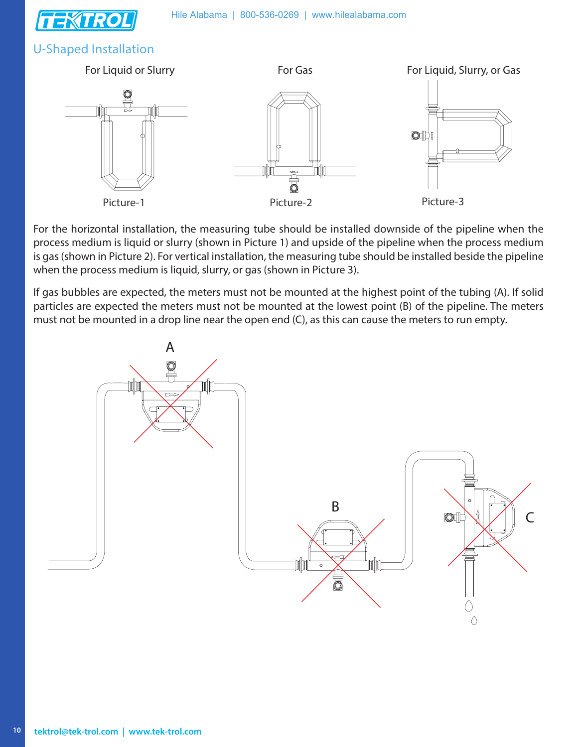## U-Shaped Installation

For Liquid or Slurry

For Gas

For Liquid, Slurry, or Gas

Picture-1

Picture-2

Picture-3

For the horizontal installation, the measuring tube should be installed downside of the pipeline when the process medium is liquid or slurry (shown in Picture 1) and upside of the pipeline when the process medium is gas (shown in Picture 2). For vertical installation, the measuring tube should be installed beside the pipeline when the process medium is liquid, slurry, or gas (shown in Picture 3).

If gas bubbles are expected, the meters must not be mounted at the highest point of the tubing (A). If solid particles are expected the meters must not be mounted at the lowest point (B) of the pipeline. The meters must not be mounted in a drop line near the open end (C), as this can cause the meters to run empty.

A

B

C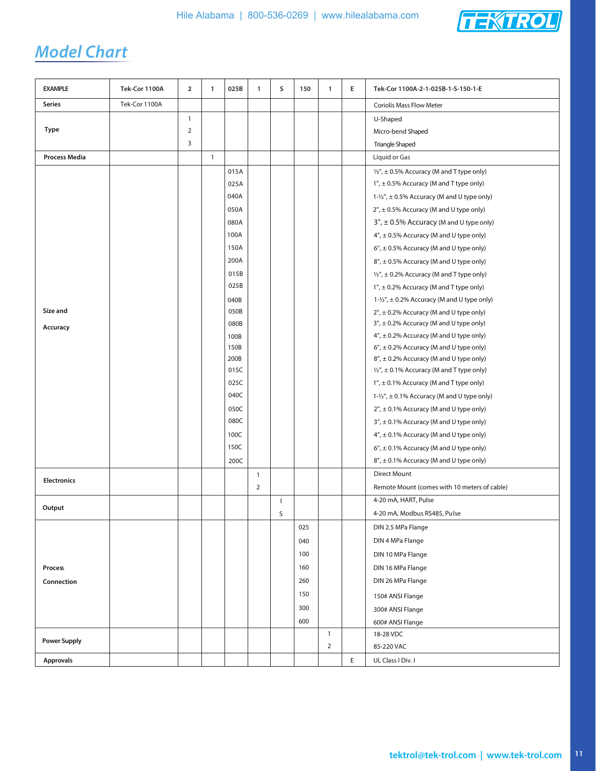## Model Chart

| EXAMPLE | Tek-Cor 1100A | 2 | 1 | 025B | 1 | S | 150 | 1 | E | Tek-Cor 1100A-2-1-025B-1-S-150-1-E |
|---|---|---|---|---|---|---|---|---|---|---|
| Series | Tek-Cor 1100A | | | | | | | | | Coriolis Mass Flow Meter |
| Type | | 1 | | | | | | | | U-Shaped |
| | | 2 | | | | | | | | Micro-bend Shaped |
| | | 3 | | | | | | | | Triangle Shaped |
| Process Media | | | 1 | | | | | | | Liquid or Gas |
| Size and Accuracy | | | | 015A | | | | | | ½", ± 0.5% Accuracy (M and T type only) |
| | | | | 025A | | | | | | 1", ± 0.5% Accuracy (M and T type only) |
| | | | | 040A | | | | | | 1-½", ± 0.5% Accuracy (M and U type only) |
| | | | | 050A | | | | | | 2", ± 0.5% Accuracy (M and U type only) |
| | | | | 080A | | | | | | 3", ± 0.5% Accuracy (M and U type only) |
| | | | | 100A | | | | | | 4", ± 0.5% Accuracy (M and U type only) |
| | | | | 150A | | | | | | 6", ± 0.5% Accuracy (M and U type only) |
| | | | | 200A | | | | | | 8", ± 0.5% Accuracy (M and U type only) |
| | | | | 015B | | | | | | ½", ± 0.2% Accuracy (M and T type only) |
| | | | | 025B | | | | | | 1", ± 0.2% Accuracy (M and T type only) |
| | | | | 040B | | | | | | 1-½", ± 0.2% Accuracy (M and U type only) |
| | | | | 050B | | | | | | 2", ± 0.2% Accuracy (M and U type only) |
| | | | | 080B | | | | | | 3", ± 0.2% Accuracy (M and U type only) |
| | | | | 100B | | | | | | 4", ± 0.2% Accuracy (M and U type only) |
| | | | | 150B | | | | | | 6", ± 0.2% Accuracy (M and U type only) |
| | | | | 200B | | | | | | 8", ± 0.2% Accuracy (M and U type only) |
| | | | | 015C | | | | | | ½", ± 0.1% Accuracy (M and T type only) |
| | | | | 025C | | | | | | 1", ± 0.1% Accuracy (M and T type only) |
| | | | | 040C | | | | | | 1-½", ± 0.1% Accuracy (M and U type only) |
| | | | | 050C | | | | | | 2", ± 0.1% Accuracy (M and U type only) |
| | | | | 080C | | | | | | 3", ± 0.1% Accuracy (M and U type only) |
| | | | | 100C | | | | | | 4", ± 0.1% Accuracy (M and U type only) |
| | | | | 150C | | | | | | 6", ± 0.1% Accuracy (M and U type only) |
| | | | | 200C | | | | | | 8", ± 0.1% Accuracy (M and U type only) |
| Electronics | | | | | 1 | | | | | Direct Mount |
| | | | | | 2 | | | | | Remote Mount (comes with 10 meters of cable) |
| Output | | | | | | I | | | | 4-20 mA, HART, Pulse |
| | | | | | | S | | | | 4-20 mA, Modbus RS485, Pulse |
| Process Connection | | | | | | | 025 | | | DIN 2.5 MPa Flange |
| | | | | | | | 040 | | | DIN 4 MPa Flange |
| | | | | | | | 100 | | | DIN 10 MPa Flange |
| | | | | | | | 160 | | | DIN 16 MPa Flange |
| | | | | | | | 260 | | | DIN 26 MPa Flange |
| | | | | | | | 150 | | | 150# ANSI Flange |
| | | | | | | | 300 | | | 300# ANSI Flange |
| | | | | | | | 600 | | | 600# ANSI Flange |
| Power Supply | | | | | | | | 1 | | 18-28 VDC |
| | | | | | | | | 2 | | 85-220 VAC |
| Approvals | | | | | | | | | E | UL Class I Div. I |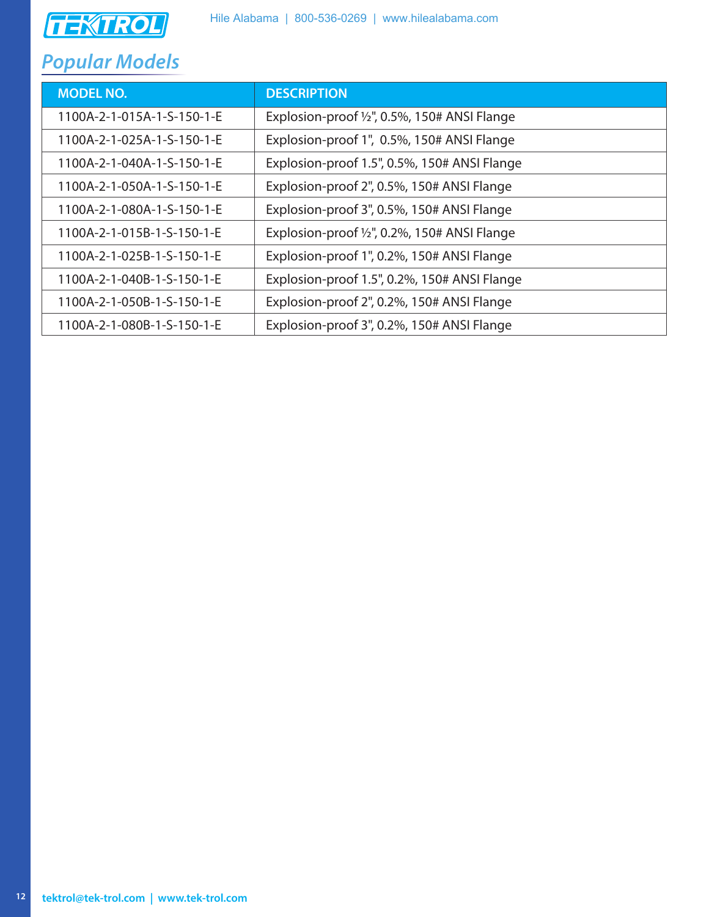## Popular Models

| MODEL NO. | DESCRIPTION |
| --- | --- |
| 1100A-2-1-015A-1-S-150-1-E | Explosion-proof ½", 0.5%, 150# ANSI Flange |
| 1100A-2-1-025A-1-S-150-1-E | Explosion-proof 1",  0.5%, 150# ANSI Flange |
| 1100A-2-1-040A-1-S-150-1-E | Explosion-proof 1.5", 0.5%, 150# ANSI Flange |
| 1100A-2-1-050A-1-S-150-1-E | Explosion-proof 2", 0.5%, 150# ANSI Flange |
| 1100A-2-1-080A-1-S-150-1-E | Explosion-proof 3", 0.5%, 150# ANSI Flange |
| 1100A-2-1-015B-1-S-150-1-E | Explosion-proof ½", 0.2%, 150# ANSI Flange |
| 1100A-2-1-025B-1-S-150-1-E | Explosion-proof 1", 0.2%, 150# ANSI Flange |
| 1100A-2-1-040B-1-S-150-1-E | Explosion-proof 1.5", 0.2%, 150# ANSI Flange |
| 1100A-2-1-050B-1-S-150-1-E | Explosion-proof 2", 0.2%, 150# ANSI Flange |
| 1100A-2-1-080B-1-S-150-1-E | Explosion-proof 3", 0.2%, 150# ANSI Flange |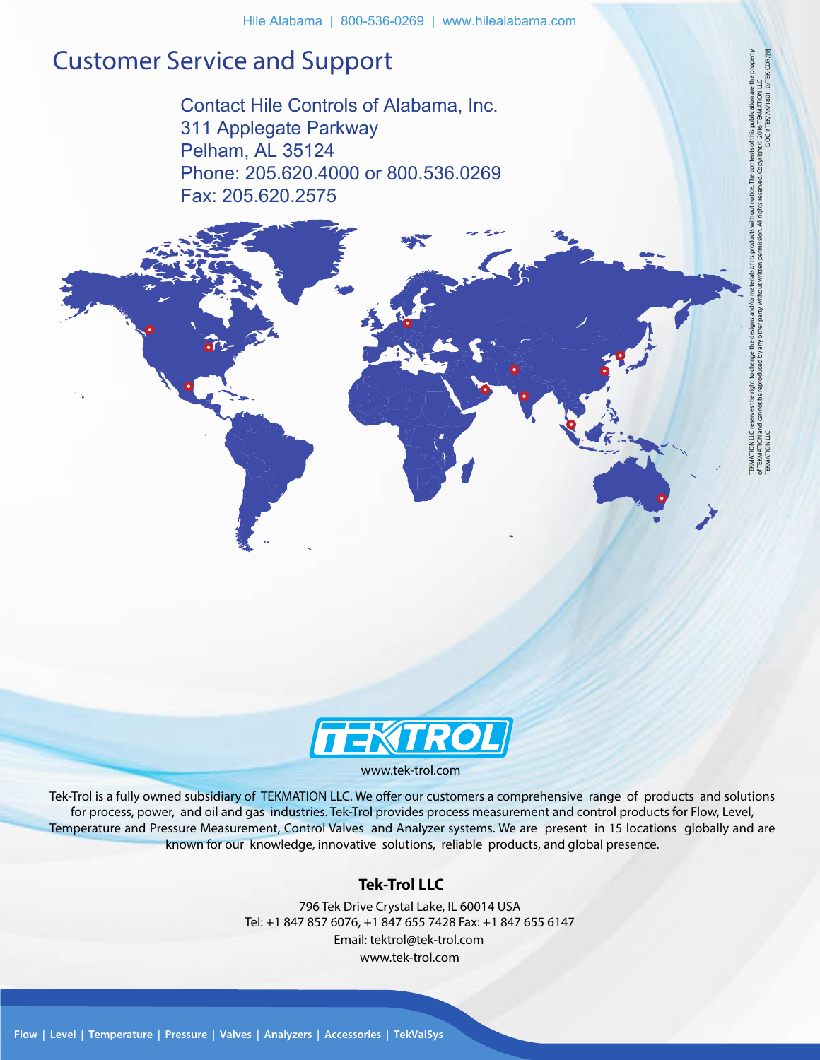# Customer Service and Support

Contact Hile Controls of Alabama, Inc.
311 Applegate Parkway
Pelham, AL 35124
Phone: 205.620.4000 or 800.536.0269
Fax: 205.620.2575

TEKMATION LLC reserves the right to change the designs and/or materials of its products without notice. The contents of this publication are the property of TEKMATION and cannot be reproduced by any other party without written permission. All rights reserved. Copyright © 2016 TEKMATION LLC
TEKMATION LLC
DOC #TEK/AK/180110/TEK-COR/(9)

TEKTROL

www.tek-trol.com

Tek-Trol is a fully owned subsidiary of TEKMATION LLC. We offer our customers a comprehensive range of products and solutions for process, power, and oil and gas industries. Tek-Trol provides process measurement and control products for Flow, Level, Temperature and Pressure Measurement, Control Valves and Analyzer systems. We are present in 15 locations globally and are known for our knowledge, innovative solutions, reliable products, and global presence.

**Tek-Trol LLC**

796 Tek Drive Crystal Lake, IL 60014 USA
Tel: +1 847 857 6076, +1 847 655 7428 Fax: +1 847 655 6147
Email: tektrol@tek-trol.com
www.tek-trol.com

**Flow | Level | Temperature | Pressure | Valves | Analyzers | Accessories | TekValSys**